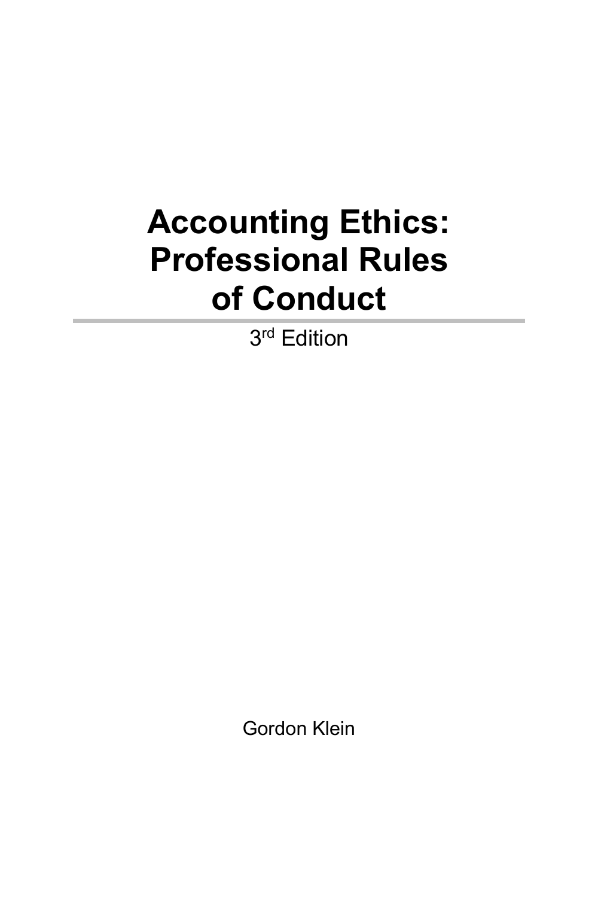# Accounting Ethics: Professional Rules of Conduct

3rd Edition

Gordon Klein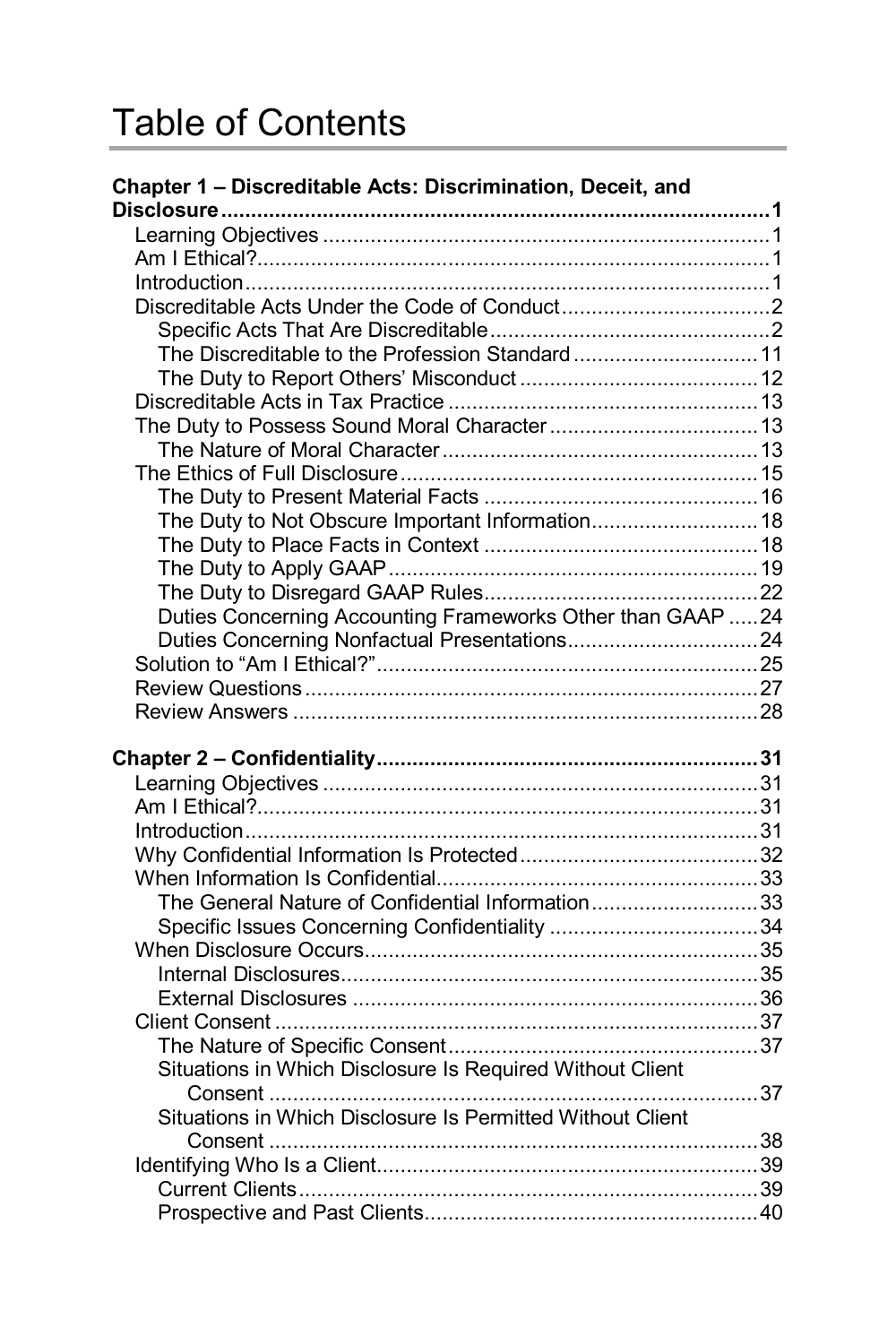# Table of Contents

**Chapter 1 – Discreditable Acts: Discrimination, Deceit, and Disclosure ........ 1**

- Learning Objectives ........ 1
- Am I Ethical? ........ 1
- Introduction ........ 1
- Discreditable Acts Under the Code of Conduct ........ 2
  - Specific Acts That Are Discreditable ........ 2
  - The Discreditable to the Profession Standard ........ 11
  - The Duty to Report Others' Misconduct ........ 12
- Discreditable Acts in Tax Practice ........ 13
- The Duty to Possess Sound Moral Character ........ 13
  - The Nature of Moral Character ........ 13
- The Ethics of Full Disclosure ........ 15
  - The Duty to Present Material Facts ........ 16
  - The Duty to Not Obscure Important Information ........ 18
  - The Duty to Place Facts in Context ........ 18
  - The Duty to Apply GAAP ........ 19
  - The Duty to Disregard GAAP Rules ........ 22
  - Duties Concerning Accounting Frameworks Other than GAAP ........ 24
  - Duties Concerning Nonfactual Presentations ........ 24
- Solution to "Am I Ethical?" ........ 25
- Review Questions ........ 27
- Review Answers ........ 28

**Chapter 2 – Confidentiality ........ 31**

- Learning Objectives ........ 31
- Am I Ethical? ........ 31
- Introduction ........ 31
- Why Confidential Information Is Protected ........ 32
- When Information Is Confidential ........ 33
  - The General Nature of Confidential Information ........ 33
  - Specific Issues Concerning Confidentiality ........ 34
- When Disclosure Occurs ........ 35
  - Internal Disclosures ........ 35
  - External Disclosures ........ 36
- Client Consent ........ 37
  - The Nature of Specific Consent ........ 37
  - Situations in Which Disclosure Is Required Without Client Consent ........ 37
  - Situations in Which Disclosure Is Permitted Without Client Consent ........ 38
- Identifying Who Is a Client ........ 39
  - Current Clients ........ 39
  - Prospective and Past Clients ........ 40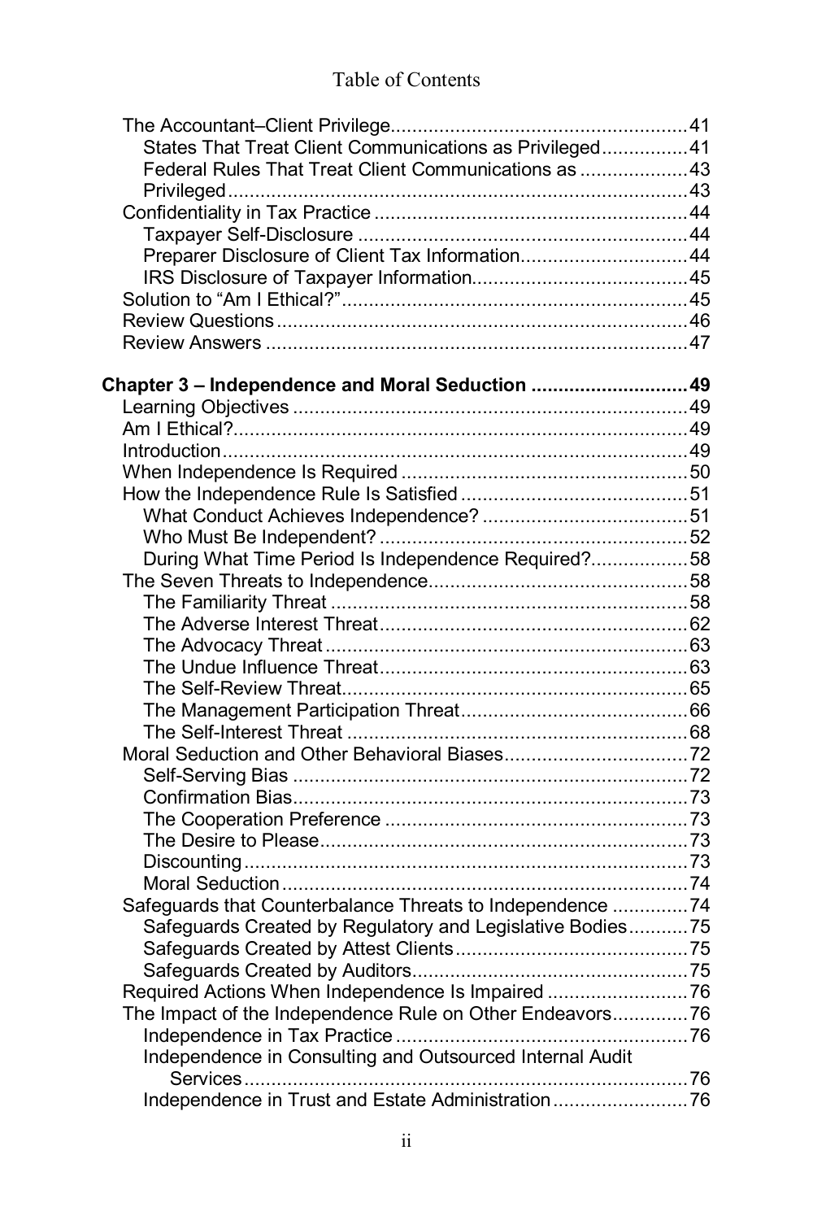The Accountant–Client Privilege .......... 41
- States That Treat Client Communications as Privileged .......... 41
- Federal Rules That Treat Client Communications as Privileged .......... 43

Confidentiality in Tax Practice .......... 44
- Taxpayer Self-Disclosure .......... 44
- Preparer Disclosure of Client Tax Information .......... 44
- IRS Disclosure of Taxpayer Information .......... 45

Solution to "Am I Ethical?" .......... 45
Review Questions .......... 46
Review Answers .......... 47

**Chapter 3 – Independence and Moral Seduction .......... 49**

Learning Objectives .......... 49
Am I Ethical? .......... 49
Introduction .......... 49
When Independence Is Required .......... 50
How the Independence Rule Is Satisfied .......... 51
- What Conduct Achieves Independence? .......... 51
- Who Must Be Independent? .......... 52
- During What Time Period Is Independence Required? .......... 58

The Seven Threats to Independence .......... 58
- The Familiarity Threat .......... 58
- The Adverse Interest Threat .......... 62
- The Advocacy Threat .......... 63
- The Undue Influence Threat .......... 63
- The Self-Review Threat .......... 65
- The Management Participation Threat .......... 66
- The Self-Interest Threat .......... 68

Moral Seduction and Other Behavioral Biases .......... 72
- Self-Serving Bias .......... 72
- Confirmation Bias .......... 73
- The Cooperation Preference .......... 73
- The Desire to Please .......... 73
- Discounting .......... 73
- Moral Seduction .......... 74

Safeguards that Counterbalance Threats to Independence .......... 74
- Safeguards Created by Regulatory and Legislative Bodies .......... 75
- Safeguards Created by Attest Clients .......... 75
- Safeguards Created by Auditors .......... 75

Required Actions When Independence Is Impaired .......... 76
The Impact of the Independence Rule on Other Endeavors .......... 76
- Independence in Tax Practice .......... 76
- Independence in Consulting and Outsourced Internal Audit Services .......... 76
- Independence in Trust and Estate Administration .......... 76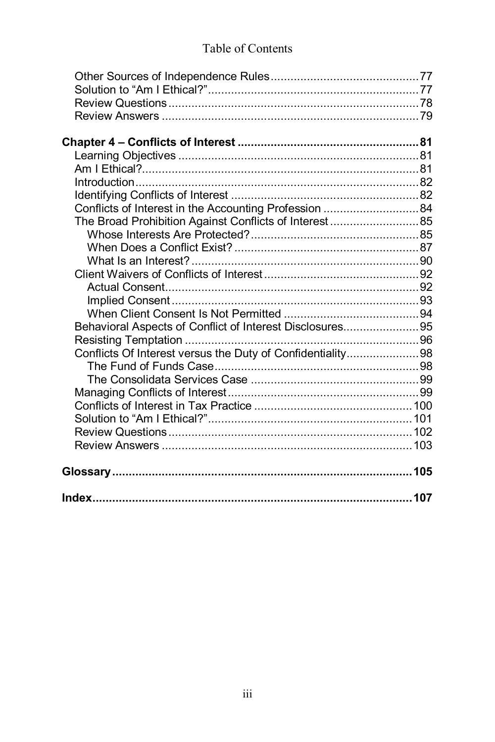Table of Contents

- Other Sources of Independence Rules ... 77
- Solution to “Am I Ethical?” ... 77
- Review Questions ... 78
- Review Answers ... 79

**Chapter 4 – Conflicts of Interest ... 81**

- Learning Objectives ... 81
- Am I Ethical? ... 81
- Introduction ... 82
- Identifying Conflicts of Interest ... 82
- Conflicts of Interest in the Accounting Profession ... 84
- The Broad Prohibition Against Conflicts of Interest ... 85
  - Whose Interests Are Protected? ... 85
  - When Does a Conflict Exist? ... 87
  - What Is an Interest? ... 90
- Client Waivers of Conflicts of Interest ... 92
  - Actual Consent ... 92
  - Implied Consent ... 93
  - When Client Consent Is Not Permitted ... 94
- Behavioral Aspects of Conflict of Interest Disclosures ... 95
- Resisting Temptation ... 96
- Conflicts Of Interest versus the Duty of Confidentiality ... 98
  - The Fund of Funds Case ... 98
  - The Consolidata Services Case ... 99
- Managing Conflicts of Interest ... 99
- Conflicts of Interest in Tax Practice ... 100
- Solution to “Am I Ethical?” ... 101
- Review Questions ... 102
- Review Answers ... 103

**Glossary ... 105**

**Index ... 107**